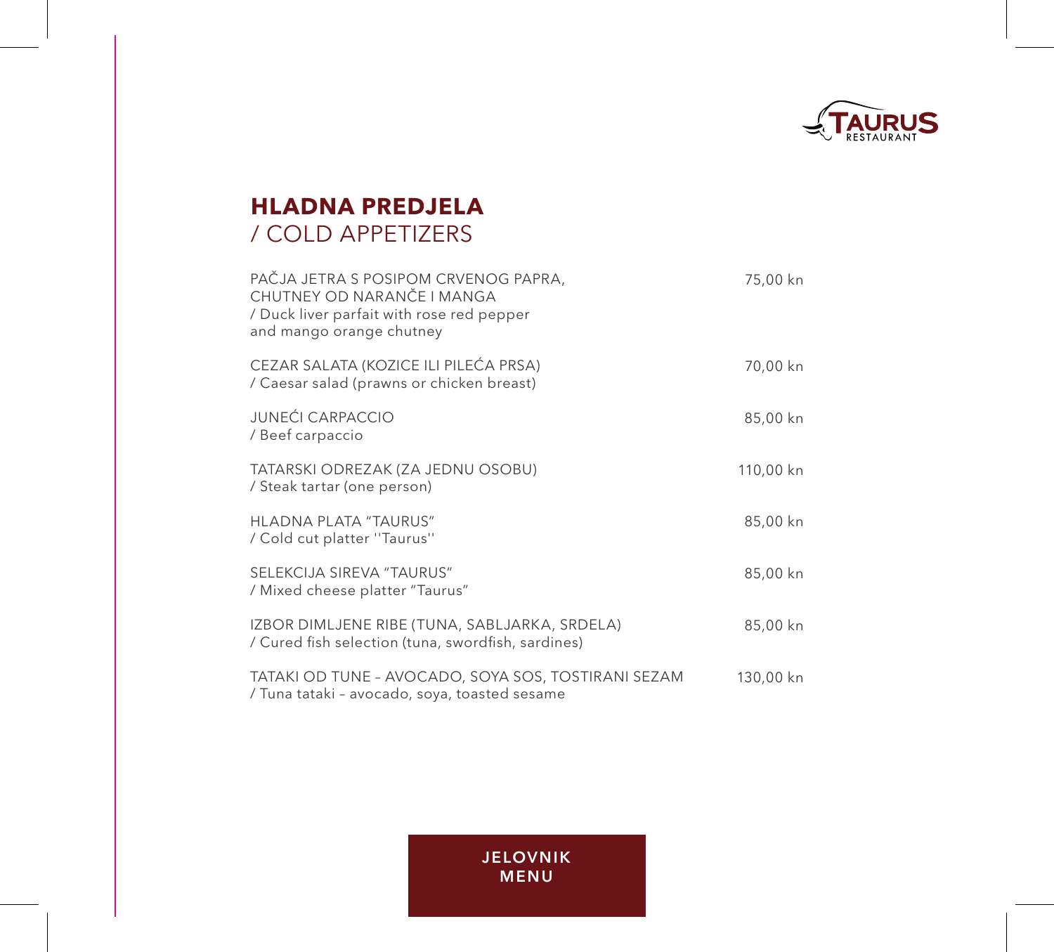TAURUS RESTAURANT

## HLADNA PREDJELA
/ COLD APPETIZERS

| | |
|---|---|
| PAČJA JETRA S POSIPOM CRVENOG PAPRA, CHUTNEY OD NARANČE I MANGA<br>/ Duck liver parfait with rose red pepper and mango orange chutney | 75,00 kn |
| CEZAR SALATA (KOZICE ILI PILEĆA PRSA)<br>/ Caesar salad (prawns or chicken breast) | 70,00 kn |
| JUNEĆI CARPACCIO<br>/ Beef carpaccio | 85,00 kn |
| TATARSKI ODREZAK (ZA JEDNU OSOBU)<br>/ Steak tartar (one person) | 110,00 kn |
| HLADNA PLATA "TAURUS"<br>/ Cold cut platter ''Taurus'' | 85,00 kn |
| SELEKCIJA SIREVA "TAURUS"<br>/ Mixed cheese platter "Taurus" | 85,00 kn |
| IZBOR DIMLJENE RIBE (TUNA, SABLJARKA, SRDELA)<br>/ Cured fish selection (tuna, swordfish, sardines) | 85,00 kn |
| TATAKI OD TUNE – AVOCADO, SOYA SOS, TOSTIRANI SEZAM<br>/ Tuna tataki – avocado, soya, toasted sesame | 130,00 kn |

JELOVNIK
MENU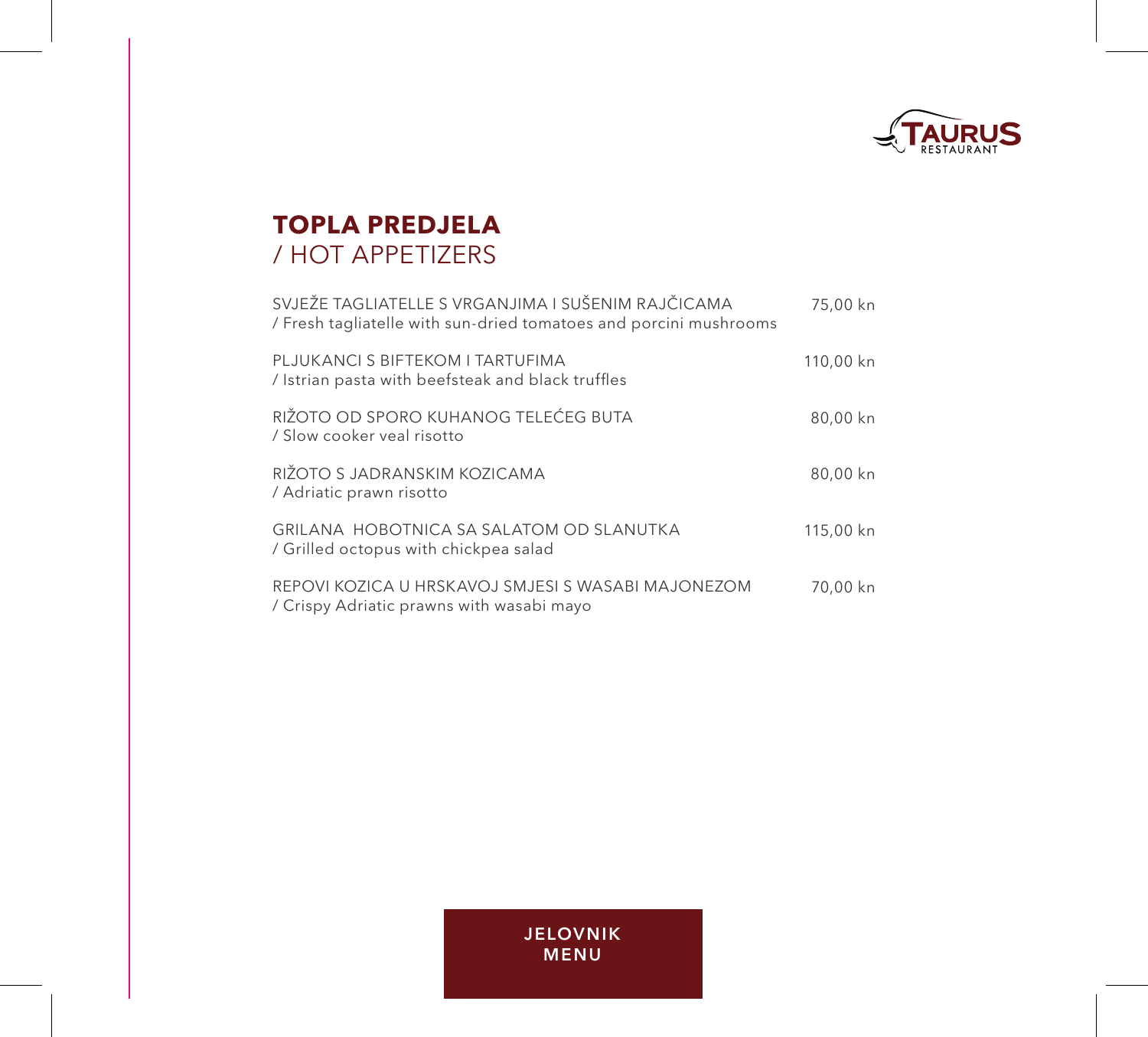## **TOPLA PREDJELA**
/ HOT APPETIZERS

| | |
|---|---|
| SVJEŽE TAGLIATELLE S VRGANJIMA I SUŠENIM RAJČICAMA<br>/ Fresh tagliatelle with sun-dried tomatoes and porcini mushrooms | 75,00 kn |
| PLJUKANCI S BIFTEKOM I TARTUFIMA<br>/ Istrian pasta with beefsteak and black truffles | 110,00 kn |
| RIŽOTO OD SPORO KUHANOG TELEĆEG BUTA<br>/ Slow cooker veal risotto | 80,00 kn |
| RIŽOTO S JADRANSKIM KOZICAMA<br>/ Adriatic prawn risotto | 80,00 kn |
| GRILANA HOBOTNICA SA SALATOM OD SLANUTKA<br>/ Grilled octopus with chickpea salad | 115,00 kn |
| REPOVI KOZICA U HRSKAVOJ SMJESI S WASABI MAJONEZOM<br>/ Crispy Adriatic prawns with wasabi mayo | 70,00 kn |

**JELOVNIK**
**MENU**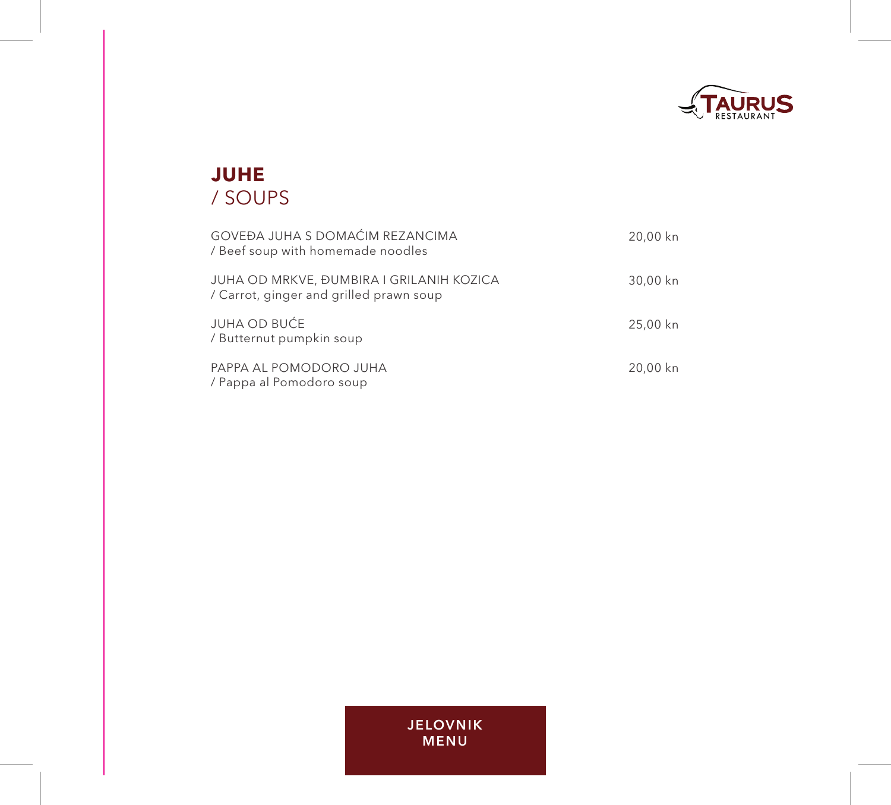# JUHE
/ SOUPS

| | |
|---|---|
| GOVEĐA JUHA S DOMAĆIM REZANCIMA<br>/ Beef soup with homemade noodles | 20,00 kn |
| JUHA OD MRKVE, ĐUMBIRA I GRILANIH KOZICA<br>/ Carrot, ginger and grilled prawn soup | 30,00 kn |
| JUHA OD BUĆE<br>/ Butternut pumpkin soup | 25,00 kn |
| PAPPA AL POMODORO JUHA<br>/ Pappa al Pomodoro soup | 20,00 kn |

JELOVNIK
MENU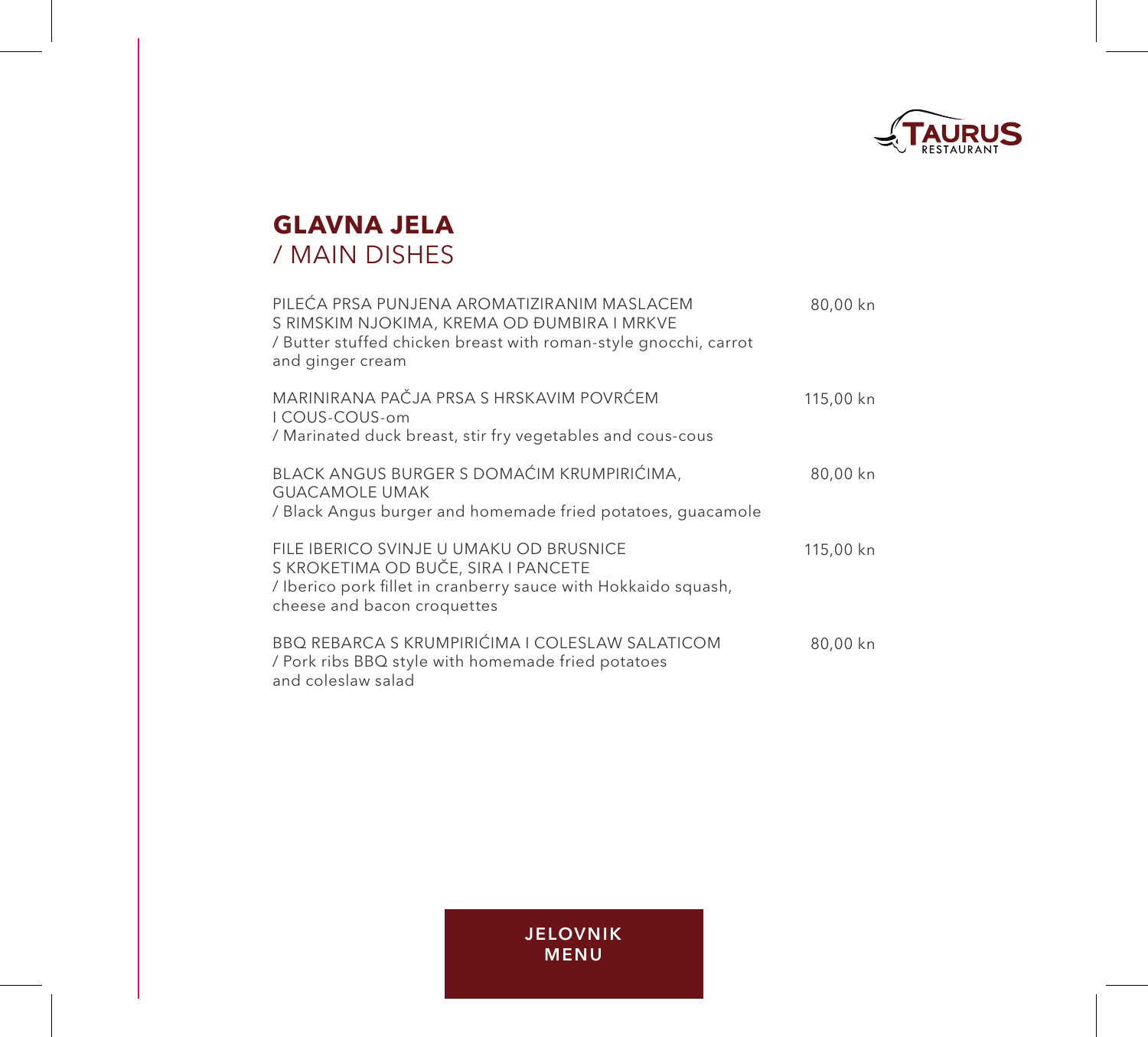TAURUS RESTAURANT

## GLAVNA JELA
/ MAIN DISHES

| | |
|---|---|
| PILEĆA PRSA PUNJENA AROMATIZIRANIM MASLACEM S RIMSKIM NJOKIMA, KREMA OD ĐUMBIRA I MRKVE / Butter stuffed chicken breast with roman-style gnocchi, carrot and ginger cream | 80,00 kn |
| MARINIRANA PAČJA PRSA S HRSKAVIM POVRĆEM I COUS-COUS-om / Marinated duck breast, stir fry vegetables and cous-cous | 115,00 kn |
| BLACK ANGUS BURGER S DOMAĆIM KRUMPIRIĆIMA, GUACAMOLE UMAK / Black Angus burger and homemade fried potatoes, guacamole | 80,00 kn |
| FILE IBERICO SVINJE U UMAKU OD BRUSNICE S KROKETIMA OD BUČE, SIRA I PANCETE / Iberico pork fillet in cranberry sauce with Hokkaido squash, cheese and bacon croquettes | 115,00 kn |
| BBQ REBARCA S KRUMPIRIĆIMA I COLESLAW SALATICOM / Pork ribs BBQ style with homemade fried potatoes and coleslaw salad | 80,00 kn |

JELOVNIK
MENU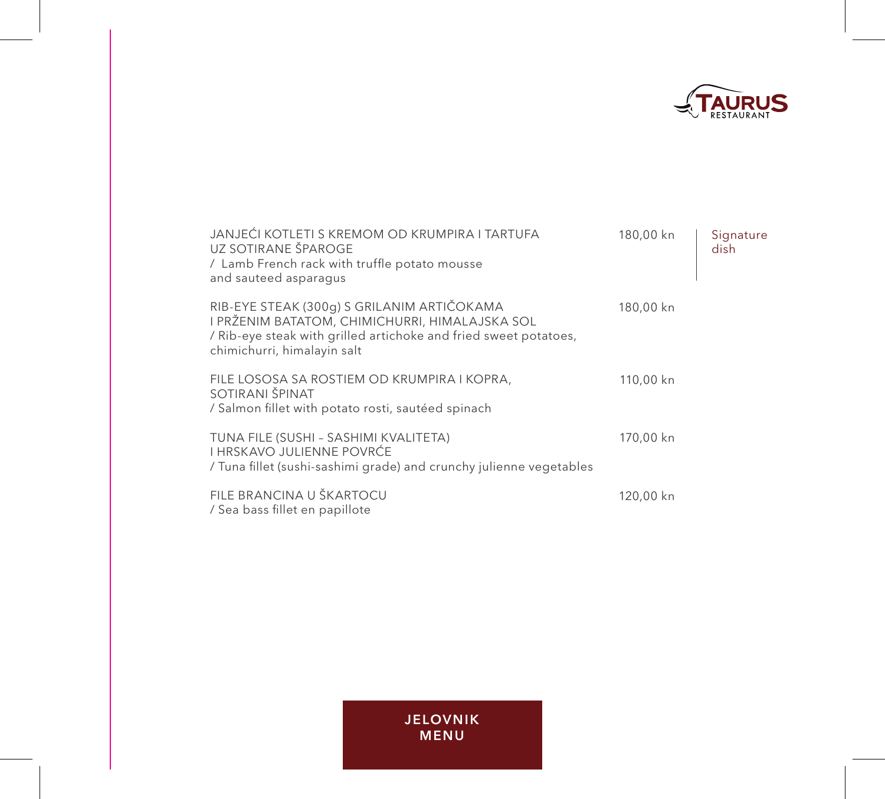TAURUS RESTAURANT

JANJEĆI KOTLETI S KREMOM OD KRUMPIRA I TARTUFA UZ SOTIRANE ŠPAROGE
/ Lamb French rack with truffle potato mousse and sauteed asparagus — 180,00 kn — Signature dish

RIB-EYE STEAK (300g) S GRILANIM ARTIČOKAMA I PRŽENIM BATATOM, CHIMICHURRI, HIMALAJSKA SOL
/ Rib-eye steak with grilled artichoke and fried sweet potatoes, chimichurri, himalayin salt — 180,00 kn

FILE LOSOSA SA ROSTIEM OD KRUMPIRA I KOPRA, SOTIRANI ŠPINAT
/ Salmon fillet with potato rosti, sautéed spinach — 110,00 kn

TUNA FILE (SUSHI – SASHIMI KVALITETA) I HRSKAVO JULIENNE POVRĆE
/ Tuna fillet (sushi-sashimi grade) and crunchy julienne vegetables — 170,00 kn

FILE BRANCINA U ŠKARTOCU
/ Sea bass fillet en papillote — 120,00 kn

**JELOVNIK**
**MENU**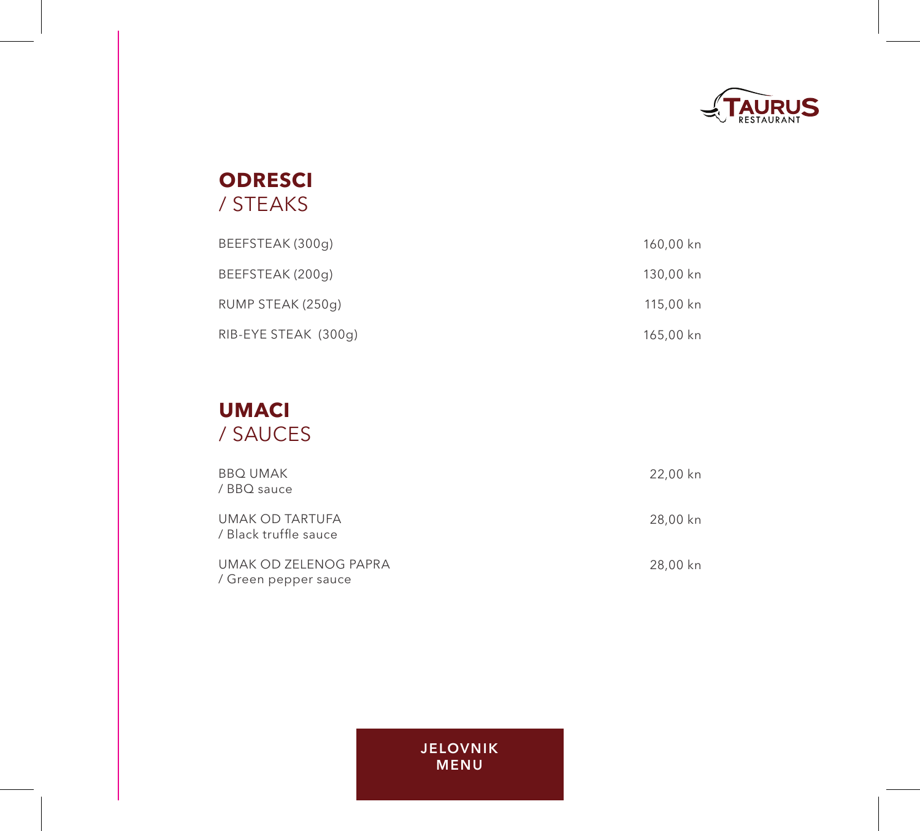TAURUS RESTAURANT

## **ODRESCI**
## / STEAKS

| | |
|---|---|
| BEEFSTEAK (300g) | 160,00 kn |
| BEEFSTEAK (200g) | 130,00 kn |
| RUMP STEAK (250g) | 115,00 kn |
| RIB-EYE STEAK (300g) | 165,00 kn |

## **UMACI**
## / SAUCES

| | |
|---|---|
| BBQ UMAK<br>/ BBQ sauce | 22,00 kn |
| UMAK OD TARTUFA<br>/ Black truffle sauce | 28,00 kn |
| UMAK OD ZELENOG PAPRA<br>/ Green pepper sauce | 28,00 kn |

**JELOVNIK**
**MENU**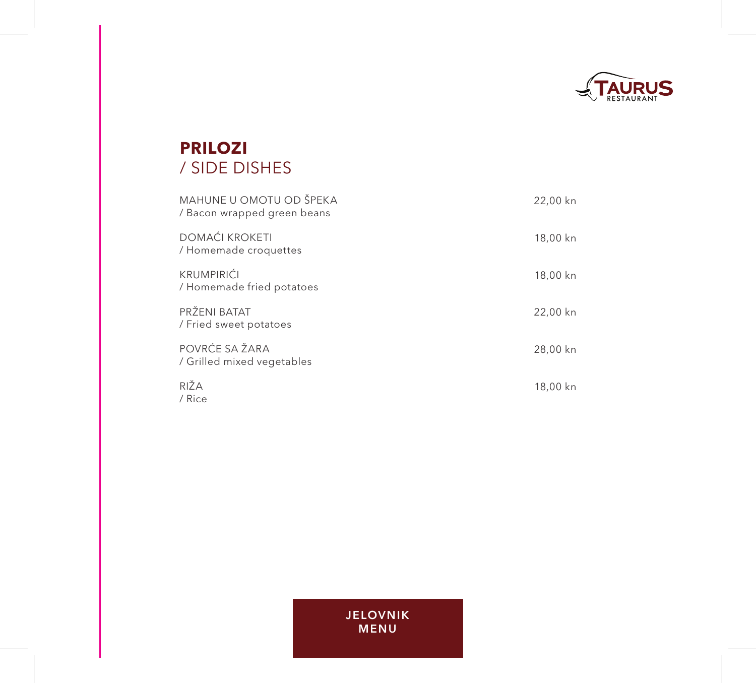TAURUS RESTAURANT

## PRILOZI
/ SIDE DISHES

| | |
|---|---|
| MAHUNE U OMOTU OD ŠPEKA<br>/ Bacon wrapped green beans | 22,00 kn |
| DOMAĆI KROKETI<br>/ Homemade croquettes | 18,00 kn |
| KRUMPIRIĆI<br>/ Homemade fried potatoes | 18,00 kn |
| PRŽENI BATAT<br>/ Fried sweet potatoes | 22,00 kn |
| POVRĆE SA ŽARA<br>/ Grilled mixed vegetables | 28,00 kn |
| RIŽA<br>/ Rice | 18,00 kn |

JELOVNIK
MENU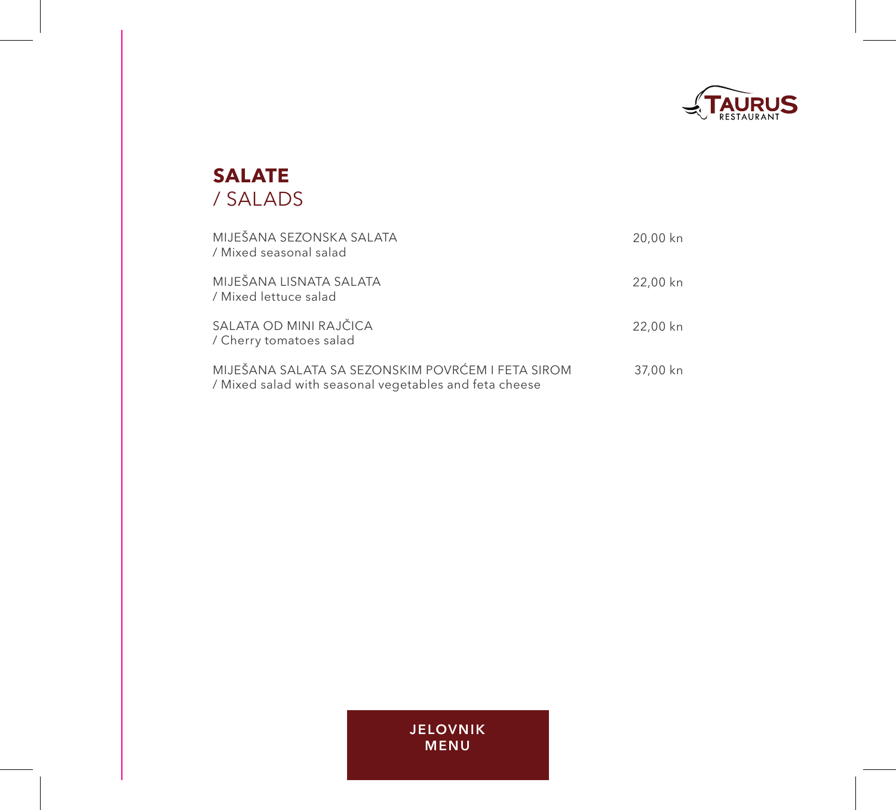TAURUS RESTAURANT

## SALATE
/ SALADS

| | |
|---|---|
| MIJEŠANA SEZONSKA SALATA<br>/ Mixed seasonal salad | 20,00 kn |
| MIJEŠANA LISNATA SALATA<br>/ Mixed lettuce salad | 22,00 kn |
| SALATA OD MINI RAJČICA<br>/ Cherry tomatoes salad | 22,00 kn |
| MIJEŠANA SALATA SA SEZONSKIM POVRĆEM I FETA SIROM<br>/ Mixed salad with seasonal vegetables and feta cheese | 37,00 kn |

JELOVNIK
MENU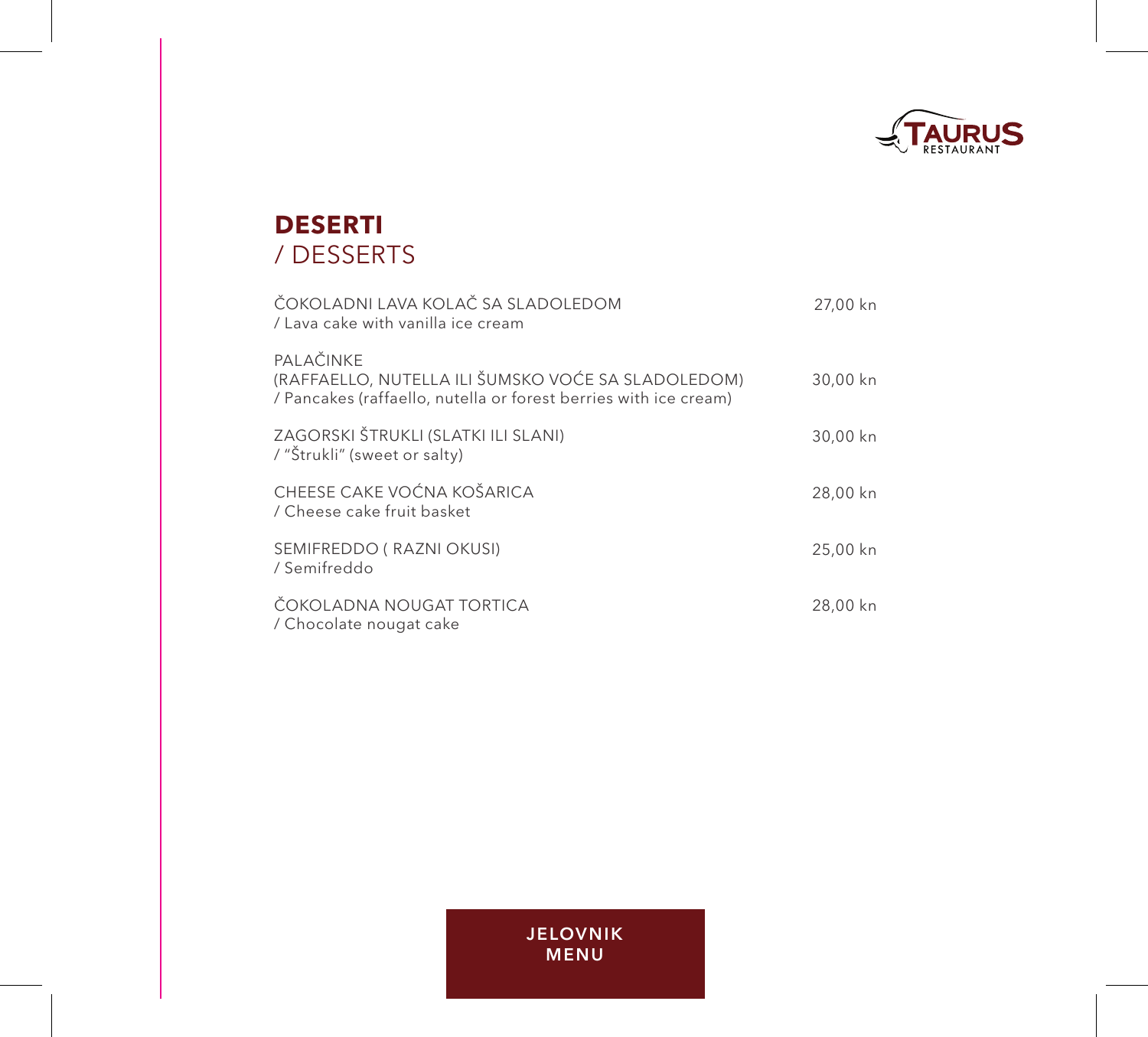TAURUS RESTAURANT

## DESERTI
/ DESSERTS

| | |
|---|---|
| ČOKOLADNI LAVA KOLAČ SA SLADOLEDOM<br>/ Lava cake with vanilla ice cream | 27,00 kn |
| PALAČINKE<br>(RAFFAELLO, NUTELLA ILI ŠUMSKO VOĆE SA SLADOLEDOM)<br>/ Pancakes (raffaello, nutella or forest berries with ice cream) | 30,00 kn |
| ZAGORSKI ŠTRUKLI (SLATKI ILI SLANI)<br>/ "Štrukli" (sweet or salty) | 30,00 kn |
| CHEESE CAKE VOĆNA KOŠARICA<br>/ Cheese cake fruit basket | 28,00 kn |
| SEMIFREDDO ( RAZNI OKUSI)<br>/ Semifreddo | 25,00 kn |
| ČOKOLADNA NOUGAT TORTICA<br>/ Chocolate nougat cake | 28,00 kn |

JELOVNIK
MENU